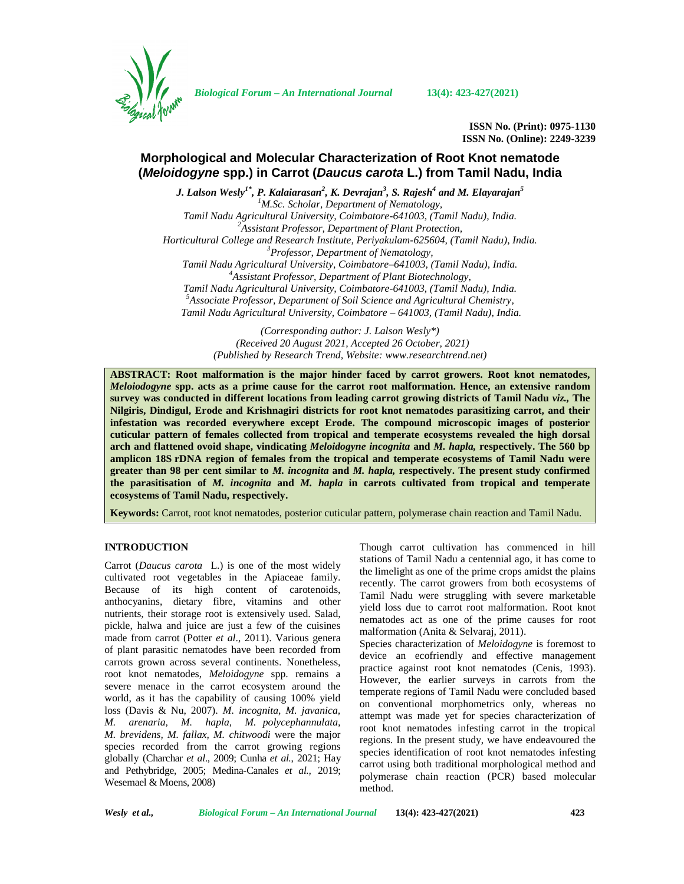# Morphological and Molecular Characterization of Root Knot nematode (*Meloidogyne* spp.) in Carrot (*Daucus carota* L.) from Tamil Nadu, India

***J. Lalson Wesly[1*], P. Kalaiarasan[2], K. Devrajan[3], S. Rajesh[4] and M. Elayarajan[5]***

*[1]M.Sc. Scholar, Department of Nematology, Tamil Nadu Agricultural University, Coimbatore-641003, (Tamil Nadu), India.*
*[2]Assistant Professor, Department of Plant Protection, Horticultural College and Research Institute, Periyakulam-625604, (Tamil Nadu), India.*
*[3]Professor, Department of Nematology, Tamil Nadu Agricultural University, Coimbatore–641003, (Tamil Nadu), India.*
*[4]Assistant Professor, Department of Plant Biotechnology, Tamil Nadu Agricultural University, Coimbatore-641003, (Tamil Nadu), India.*
*[5]Associate Professor, Department of Soil Science and Agricultural Chemistry, Tamil Nadu Agricultural University, Coimbatore – 641003, (Tamil Nadu), India.*

*(Corresponding author: J. Lalson Wesly\*)*
*(Received 20 August 2021, Accepted 26 October, 2021)*
*(Published by Research Trend, Website: www.researchtrend.net)*

**ABSTRACT: Root malformation is the major hinder faced by carrot growers. Root knot nematodes, *Meloiodogyne* spp. acts as a prime cause for the carrot root malformation. Hence, an extensive random survey was conducted in different locations from leading carrot growing districts of Tamil Nadu *viz.*, The Nilgiris, Dindigul, Erode and Krishnagiri districts for root knot nematodes parasitizing carrot, and their infestation was recorded everywhere except Erode. The compound microscopic images of posterior cuticular pattern of females collected from tropical and temperate ecosystems revealed the high dorsal arch and flattened ovoid shape, vindicating *Meloidogyne incognita* and *M. hapla,* respectively. The 560 bp amplicon 18S rDNA region of females from the tropical and temperate ecosystems of Tamil Nadu were greater than 98 per cent similar to *M. incognita* and *M. hapla,* respectively. The present study confirmed the parasitisation of *M. incognita* and *M. hapla* in carrots cultivated from tropical and temperate ecosystems of Tamil Nadu, respectively.**

**Keywords:** Carrot, root knot nematodes, posterior cuticular pattern, polymerase chain reaction and Tamil Nadu.

## INTRODUCTION

Carrot (*Daucus carota* L.) is one of the most widely cultivated root vegetables in the Apiaceae family. Because of its high content of carotenoids, anthocyanins, dietary fibre, vitamins and other nutrients, their storage root is extensively used. Salad, pickle, halwa and juice are just a few of the cuisines made from carrot (Potter *et al*., 2011). Various genera of plant parasitic nematodes have been recorded from carrots grown across several continents. Nonetheless, root knot nematodes, *Meloidogyne* spp. remains a severe menace in the carrot ecosystem around the world, as it has the capability of causing 100% yield loss (Davis & Nu, 2007). *M. incognita*, *M. javanica, M. arenaria, M. hapla, M. polycephannulata*, *M. brevidens, M. fallax, M. chitwoodi* were the major species recorded from the carrot growing regions globally (Charchar *et al*., 2009; Cunha *et al.,* 2021; Hay and Pethybridge, 2005; Medina-Canales *et al.,* 2019; Wesemael & Moens, 2008)

Though carrot cultivation has commenced in hill stations of Tamil Nadu a centennial ago, it has come to the limelight as one of the prime crops amidst the plains recently. The carrot growers from both ecosystems of Tamil Nadu were struggling with severe marketable yield loss due to carrot root malformation. Root knot nematodes act as one of the prime causes for root malformation (Anita & Selvaraj, 2011).

Species characterization of *Meloidogyne* is foremost to device an ecofriendly and effective management practice against root knot nematodes (Cenis, 1993). However, the earlier surveys in carrots from the temperate regions of Tamil Nadu were concluded based on conventional morphometrics only, whereas no attempt was made yet for species characterization of root knot nematodes infesting carrot in the tropical regions. In the present study, we have endeavoured the species identification of root knot nematodes infesting carrot using both traditional morphological method and polymerase chain reaction (PCR) based molecular method.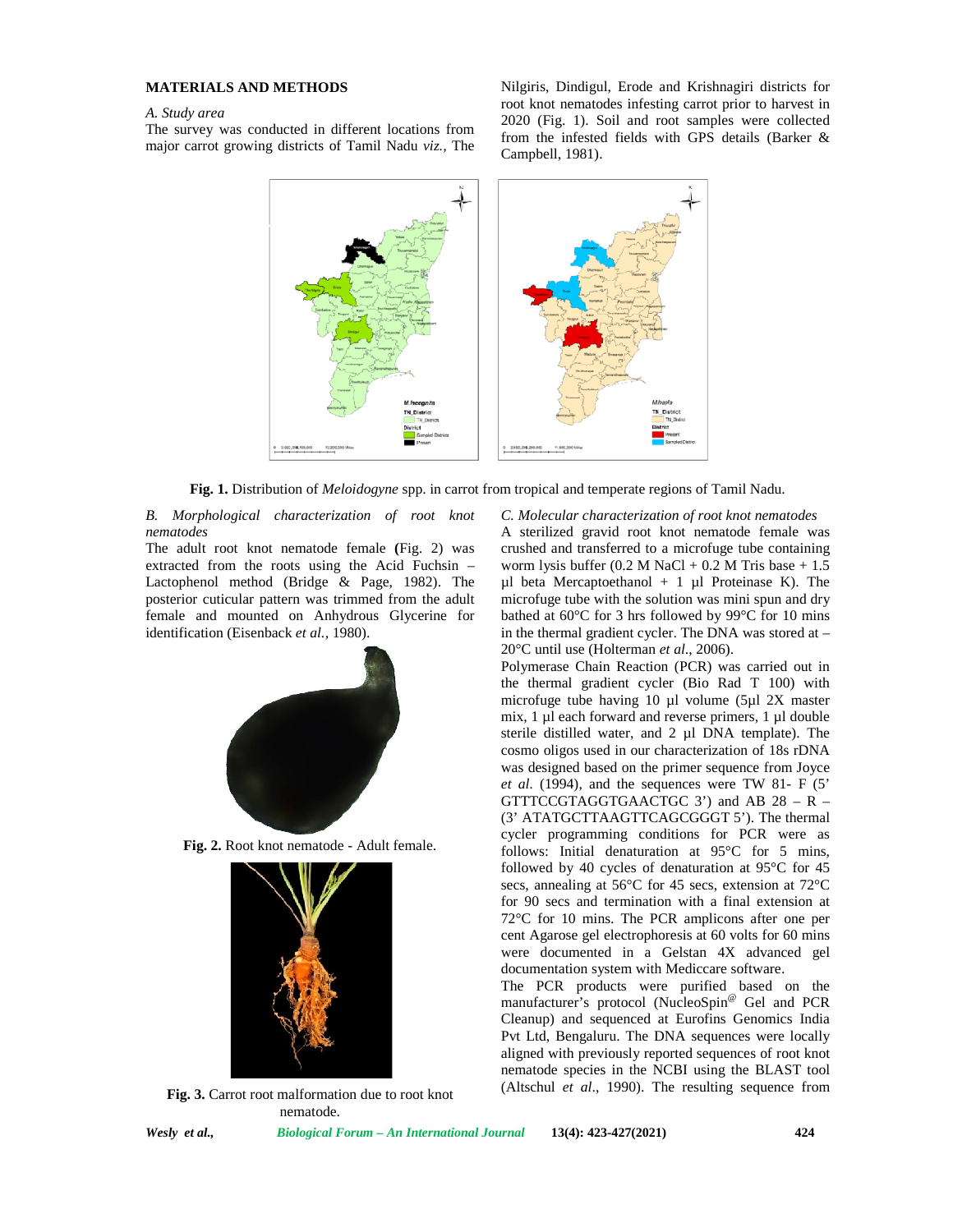## MATERIALS AND METHODS

*A. Study area*

The survey was conducted in different locations from major carrot growing districts of Tamil Nadu *viz.,* The Nilgiris, Dindigul, Erode and Krishnagiri districts for root knot nematodes infesting carrot prior to harvest in 2020 (Fig. 1). Soil and root samples were collected from the infested fields with GPS details (Barker & Campbell, 1981).

**Fig. 1.** Distribution of *Meloidogyne* spp. in carrot from tropical and temperate regions of Tamil Nadu.

*B. Morphological characterization of root knot nematodes*

The adult root knot nematode female **(**Fig. 2) was extracted from the roots using the Acid Fuchsin – Lactophenol method (Bridge & Page, 1982). The posterior cuticular pattern was trimmed from the adult female and mounted on Anhydrous Glycerine for identification (Eisenback *et al.,* 1980).

**Fig. 2.** Root knot nematode - Adult female.

**Fig. 3.** Carrot root malformation due to root knot nematode.

*C. Molecular characterization of root knot nematodes*

A sterilized gravid root knot nematode female was crushed and transferred to a microfuge tube containing worm lysis buffer (0.2 M NaCl + 0.2 M Tris base + 1.5 µl beta Mercaptoethanol + 1 µl Proteinase K). The microfuge tube with the solution was mini spun and dry bathed at 60°C for 3 hrs followed by 99°C for 10 mins in the thermal gradient cycler. The DNA was stored at –20°C until use (Holterman *et al*., 2006).

Polymerase Chain Reaction (PCR) was carried out in the thermal gradient cycler (Bio Rad T 100) with microfuge tube having 10 µl volume (5µl 2X master mix, 1 µl each forward and reverse primers, 1 µl double sterile distilled water, and 2 µl DNA template). The cosmo oligos used in our characterization of 18s rDNA was designed based on the primer sequence from Joyce *et al.* (1994), and the sequences were TW 81- F (5' GTTTCCGTAGGTGAACTGC 3') and AB 28 – R – (3' ATATGCTTAAGTTCAGCGGGT 5'). The thermal cycler programming conditions for PCR were as follows: Initial denaturation at 95°C for 5 mins, followed by 40 cycles of denaturation at 95°C for 45 secs, annealing at 56°C for 45 secs, extension at 72°C for 90 secs and termination with a final extension at 72°C for 10 mins. The PCR amplicons after one per cent Agarose gel electrophoresis at 60 volts for 60 mins were documented in a Gelstan 4X advanced gel documentation system with Mediccare software.

The PCR products were purified based on the manufacturer's protocol (NucleoSpin[@] Gel and PCR Cleanup) and sequenced at Eurofins Genomics India Pvt Ltd, Bengaluru. The DNA sequences were locally aligned with previously reported sequences of root knot nematode species in the NCBI using the BLAST tool (Altschul *et al*., 1990). The resulting sequence from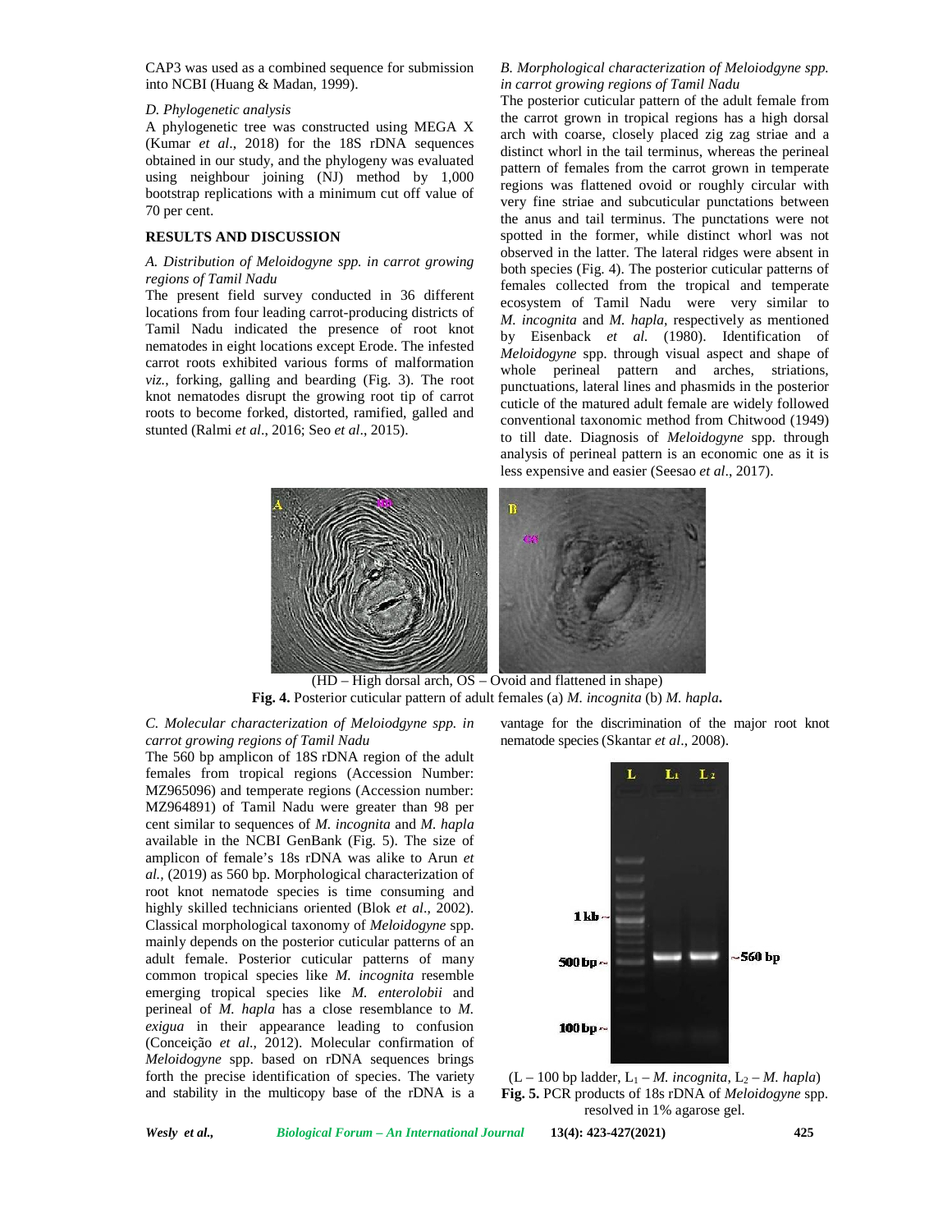CAP3 was used as a combined sequence for submission into NCBI (Huang & Madan, 1999).

*D. Phylogenetic analysis*

A phylogenetic tree was constructed using MEGA X (Kumar *et al*., 2018) for the 18S rDNA sequences obtained in our study, and the phylogeny was evaluated using neighbour joining (NJ) method by 1,000 bootstrap replications with a minimum cut off value of 70 per cent.

## RESULTS AND DISCUSSION

*A. Distribution of Meloiodgyne spp. in carrot growing regions of Tamil Nadu*

The present field survey conducted in 36 different locations from four leading carrot-producing districts of Tamil Nadu indicated the presence of root knot nematodes in eight locations except Erode. The infested carrot roots exhibited various forms of malformation *viz.*, forking, galling and bearding (Fig. 3). The root knot nematodes disrupt the growing root tip of carrot roots to become forked, distorted, ramified, galled and stunted (Ralmi *et al*., 2016; Seo *et al*., 2015).

*B. Morphological characterization of Meloiodgyne spp. in carrot growing regions of Tamil Nadu*

The posterior cuticular pattern of the adult female from the carrot grown in tropical regions has a high dorsal arch with coarse, closely placed zig zag striae and a distinct whorl in the tail terminus, whereas the perineal pattern of females from the carrot grown in temperate regions was flattened ovoid or roughly circular with very fine striae and subcuticular punctations between the anus and tail terminus. The punctations were not spotted in the former, while distinct whorl was not observed in the latter. The lateral ridges were absent in both species (Fig. 4). The posterior cuticular patterns of females collected from the tropical and temperate ecosystem of Tamil Nadu were very similar to *M. incognita* and *M. hapla,* respectively as mentioned by Eisenback *et al.* (1980). Identification of *Meloidogyne* spp. through visual aspect and shape of whole perineal pattern and arches, striations, punctuations, lateral lines and phasmids in the posterior cuticle of the matured adult female are widely followed conventional taxonomic method from Chitwood (1949) to till date. Diagnosis of *Meloidogyne* spp. through analysis of perineal pattern is an economic one as it is less expensive and easier (Seesao *et al*., 2017).

(HD – High dorsal arch, OS – Ovoid and flattened in shape)

**Fig. 4.** Posterior cuticular pattern of adult females (a) *M. incognita* (b) *M. hapla***.**

*C. Molecular characterization of Meloiodgyne spp. in carrot growing regions of Tamil Nadu*

The 560 bp amplicon of 18S rDNA region of the adult females from tropical regions (Accession Number: MZ965096) and temperate regions (Accession number: MZ964891) of Tamil Nadu were greater than 98 per cent similar to sequences of *M. incognita* and *M. hapla* available in the NCBI GenBank (Fig. 5). The size of amplicon of female's 18s rDNA was alike to Arun *et al.*, (2019) as 560 bp. Morphological characterization of root knot nematode species is time consuming and highly skilled technicians oriented (Blok *et al*., 2002). Classical morphological taxonomy of *Meloidogyne* spp. mainly depends on the posterior cuticular patterns of an adult female. Posterior cuticular patterns of many common tropical species like *M. incognita* resemble emerging tropical species like *M. enterolobii* and perineal of *M. hapla* has a close resemblance to *M. exigua* in their appearance leading to confusion (Conceição *et al*., 2012). Molecular confirmation of *Meloidogyne* spp. based on rDNA sequences brings forth the precise identification of species. The variety and stability in the multicopy base of the rDNA is a vantage for the discrimination of the major root knot nematode species (Skantar *et al*., 2008).

($L$ – 100 bp ladder, $L_1$ – *M. incognita*, $L_2$ – *M. hapla*)

**Fig. 5.** PCR products of 18s rDNA of *Meloidogyne* spp. resolved in 1% agarose gel.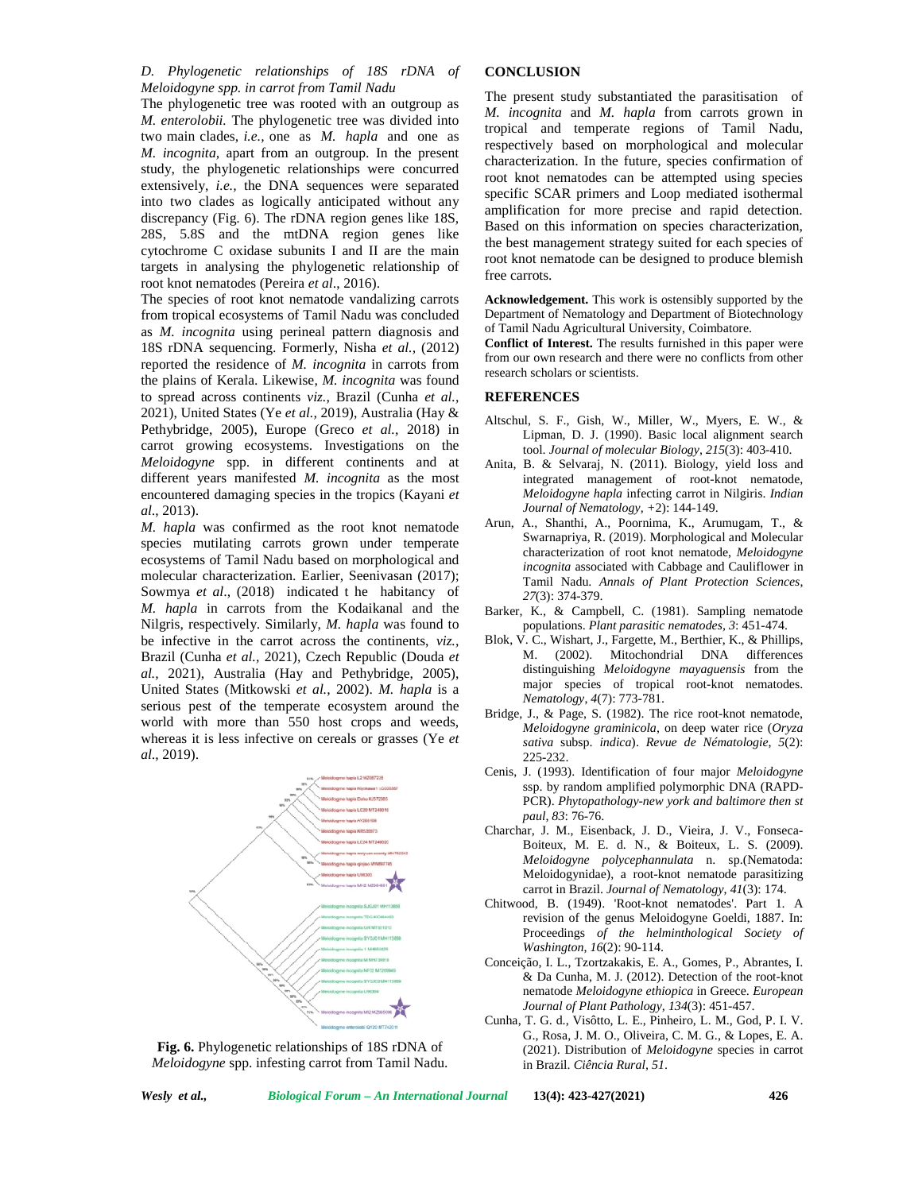### D. Phylogenetic relationships of 18S rDNA of *Meloidogyne* spp. in carrot from Tamil Nadu

The phylogenetic tree was rooted with an outgroup as *M. enterolobii.* The phylogenetic tree was divided into two main clades, *i.e.,* one as *M. hapla* and one as *M. incognita,* apart from an outgroup. In the present study, the phylogenetic relationships were concurred extensively, *i.e.,* the DNA sequences were separated into two clades as logically anticipated without any discrepancy (Fig. 6). The rDNA region genes like 18S, 28S, 5.8S and the mtDNA region genes like cytochrome C oxidase subunits I and II are the main targets in analysing the phylogenetic relationship of root knot nematodes (Pereira *et al*., 2016).

The species of root knot nematode vandalizing carrots from tropical ecosystems of Tamil Nadu was concluded as *M. incognita* using perineal pattern diagnosis and 18S rDNA sequencing. Formerly, Nisha *et al.,* (2012) reported the residence of *M. incognita* in carrots from the plains of Kerala. Likewise, *M. incognita* was found to spread across continents *viz.,* Brazil (Cunha *et al.,* 2021), United States (Ye *et al.,* 2019), Australia (Hay & Pethybridge, 2005), Europe (Greco *et al.,* 2018) in carrot growing ecosystems. Investigations on the *Meloidogyne* spp. in different continents and at different years manifested *M. incognita* as the most encountered damaging species in the tropics (Kayani *et al*., 2013).

*M. hapla* was confirmed as the root knot nematode species mutilating carrots grown under temperate ecosystems of Tamil Nadu based on morphological and molecular characterization. Earlier, Seenivasan (2017); Sowmya *et al*., (2018) indicated t he habitancy of *M. hapla* in carrots from the Kodaikanal and the Nilgris, respectively. Similarly, *M. hapla* was found to be infective in the carrot across the continents, *viz.,* Brazil (Cunha *et al.,* 2021), Czech Republic (Douda *et al.,* 2021), Australia (Hay and Pethybridge, 2005), United States (Mitkowski *et al.,* 2002). *M. hapla* is a serious pest of the temperate ecosystem around the world with more than 550 host crops and weeds, whereas it is less infective on cereals or grasses (Ye *et al*., 2019).

**Fig. 6.** Phylogenetic relationships of 18S rDNA of *Meloidogyne* spp. infesting carrot from Tamil Nadu.

## CONCLUSION

The present study substantiated the parasitisation of *M. incognita* and *M. hapla* from carrots grown in tropical and temperate regions of Tamil Nadu, respectively based on morphological and molecular characterization. In the future, species confirmation of root knot nematodes can be attempted using species specific SCAR primers and Loop mediated isothermal amplification for more precise and rapid detection. Based on this information on species characterization, the best management strategy suited for each species of root knot nematode can be designed to produce blemish free carrots.

**Acknowledgement.** This work is ostensibly supported by the Department of Nematology and Department of Biotechnology of Tamil Nadu Agricultural University, Coimbatore.

**Conflict of Interest.** The results furnished in this paper were from our own research and there were no conflicts from other research scholars or scientists.

## REFERENCES

Altschul, S. F., Gish, W., Miller, W., Myers, E. W., & Lipman, D. J. (1990). Basic local alignment search tool. *Journal of molecular Biology*, *215*(3): 403-410.

Anita, B. & Selvaraj, N. (2011). Biology, yield loss and integrated management of root-knot nematode, *Meloidogyne hapla* infecting carrot in Nilgiris. *Indian Journal of Nematology,* +2): 144-149.

Arun, A., Shanthi, A., Poornima, K., Arumugam, T., & Swarnapriya, R. (2019). Morphological and Molecular characterization of root knot nematode, *Meloidogyne incognita* associated with Cabbage and Cauliflower in Tamil Nadu. *Annals of Plant Protection Sciences*, *27*(3): 374-379.

Barker, K., & Campbell, C. (1981). Sampling nematode populations. *Plant parasitic nematodes*, *3*: 451-474.

Blok, V. C., Wishart, J., Fargette, M., Berthier, K., & Phillips, M. (2002). Mitochondrial DNA differences distinguishing *Meloidogyne mayaguensis* from the major species of tropical root-knot nematodes. *Nematology*, *4*(7): 773-781.

Bridge, J., & Page, S. (1982). The rice root-knot nematode, *Meloidogyne graminicola*, on deep water rice (*Oryza sativa* subsp. *indica*). *Revue de Nématologie*, *5*(2): 225-232.

Cenis, J. (1993). Identification of four major *Meloidogyne* ssp. by random amplified polymorphic DNA (RAPD-PCR). *Phytopathology-new york and baltimore then st paul*, *83*: 76-76.

Charchar, J. M., Eisenback, J. D., Vieira, J. V., Fonseca-Boiteux, M. E. d. N., & Boiteux, L. S. (2009). *Meloidogyne polycephannulata* n. sp.(Nematoda: Meloidogynidae), a root-knot nematode parasitizing carrot in Brazil. *Journal of Nematology*, *41*(3): 174.

Chitwood, B. (1949). 'Root-knot nematodes'. Part 1. A revision of the genus Meloidogyne Goeldi, 1887. In: Proceedings *of the helminthological Society of Washington*, *16*(2): 90-114.

Conceição, I. L., Tzortzakakis, E. A., Gomes, P., Abrantes, I. & Da Cunha, M. J. (2012). Detection of the root-knot nematode *Meloidogyne ethiopica* in Greece. *European Journal of Plant Pathology*, *134*(3): 451-457.

Cunha, T. G. d., Visôtto, L. E., Pinheiro, L. M., God, P. I. V. G., Rosa, J. M. O., Oliveira, C. M. G., & Lopes, E. A. (2021). Distribution of *Meloidogyne* species in carrot in Brazil. *Ciência Rural*, *51*.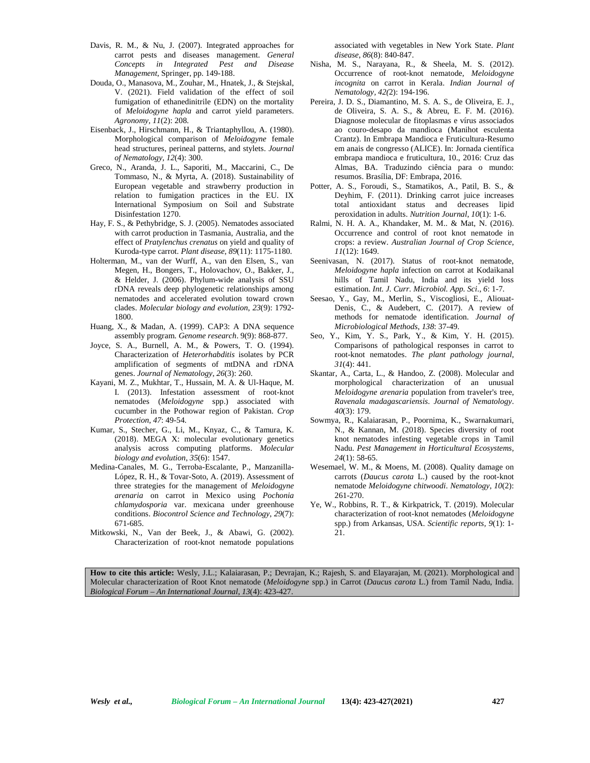Davis, R. M., & Nu, J. (2007). Integrated approaches for carrot pests and diseases management. *General Concepts in Integrated Pest and Disease Management*, Springer, pp. 149-188.

Douda, O., Manasova, M., Zouhar, M., Hnatek, J., & Stejskal, V. (2021). Field validation of the effect of soil fumigation of ethanedinitrile (EDN) on the mortality of *Meloidogyne hapla* and carrot yield parameters. *Agronomy*, *11*(2): 208.

Eisenback, J., Hirschmann, H., & Triantaphyllou, A. (1980). Morphological comparison of *Meloidogyne* female head structures, perineal patterns, and stylets. *Journal of Nematology*, *12*(4): 300.

Greco, N., Aranda, J. L., Saporiti, M., Maccarini, C., De Tommaso, N., & Myrta, A. (2018). Sustainability of European vegetable and strawberry production in relation to fumigation practices in the EU. IX International Symposium on Soil and Substrate Disinfestation 1270.

Hay, F. S., & Pethybridge, S. J. (2005). Nematodes associated with carrot production in Tasmania, Australia, and the effect of *Pratylenchus crenatus* on yield and quality of Kuroda-type carrot. *Plant disease*, *89*(11): 1175-1180.

Holterman, M., van der Wurff, A., van den Elsen, S., van Megen, H., Bongers, T., Holovachov, O., Bakker, J., & Helder, J. (2006). Phylum-wide analysis of SSU rDNA reveals deep phylogenetic relationships among nematodes and accelerated evolution toward crown clades. *Molecular biology and evolution*, *23*(9): 1792-1800.

Huang, X., & Madan, A. (1999). CAP3: A DNA sequence assembly program. *Genome research*. 9(9): 868-877.

Joyce, S. A., Burnell, A. M., & Powers, T. O. (1994). Characterization of *Heterorhabditis* isolates by PCR amplification of segments of mtDNA and rDNA genes. *Journal of Nematology*, *26*(3): 260.

Kayani, M. Z., Mukhtar, T., Hussain, M. A. & Ul-Haque, M. I. (2013). Infestation assessment of root-knot nematodes (*Meloidogyne* spp.) associated with cucumber in the Pothowar region of Pakistan. *Crop Protection*, *47*: 49-54.

Kumar, S., Stecher, G., Li, M., Knyaz, C., & Tamura, K. (2018). MEGA X: molecular evolutionary genetics analysis across computing platforms. *Molecular biology and evolution*, *35*(6): 1547.

Medina-Canales, M. G., Terroba-Escalante, P., Manzanilla-López, R. H., & Tovar-Soto, A. (2019). Assessment of three strategies for the management of *Meloidogyne arenaria* on carrot in Mexico using *Pochonia chlamydosporia* var. mexicana under greenhouse conditions. *Biocontrol Science and Technology*, *29*(7): 671-685.

Mitkowski, N., Van der Beek, J., & Abawi, G. (2002). Characterization of root-knot nematode populations associated with vegetables in New York State. *Plant disease*, *86*(8): 840-847.

Nisha, M. S., Narayana, R., & Sheela, M. S. (2012). Occurrence of root-knot nematode, *Meloidogyne incognita* on carrot in Kerala. *Indian Journal of Nematology*, *42*(2): 194-196.

Pereira, J. D. S., Diamantino, M. S. A. S., de Oliveira, E. J., de Oliveira, S. A. S., & Abreu, E. F. M. (2016). Diagnose molecular de fitoplasmas e vírus associados ao couro-desapo da mandioca (Manihot esculenta Crantz). In Embrapa Mandioca e Fruticultura-Resumo em anais de congresso (ALICE). In: Jornada científica embrapa mandioca e fruticultura, 10., 2016: Cruz das Almas, BA. Traduzindo ciência para o mundo: resumos. Brasília, DF: Embrapa, 2016.

Potter, A. S., Foroudi, S., Stamatikos, A., Patil, B. S., & Deyhim, F. (2011). Drinking carrot juice increases total antioxidant status and decreases lipid peroxidation in adults. *Nutrition Journal*, *10*(1): 1-6.

Ralmi, N. H. A. A., Khandaker, M. M.. & Mat, N. (2016). Occurrence and control of root knot nematode in crops: a review. *Australian Journal of Crop Science*, *11*(12): 1649.

Seenivasan, N. (2017). Status of root-knot nematode, *Meloidogyne hapla* infection on carrot at Kodaikanal hills of Tamil Nadu, India and its yield loss estimation. *Int. J. Curr. Microbiol. App. Sci*., *6*: 1-7.

Seesao, Y., Gay, M., Merlin, S., Viscogliosi, E., Aliouat-Denis, C., & Audebert, C. (2017). A review of methods for nematode identification. *Journal of Microbiological Methods*, *138*: 37-49.

Seo, Y., Kim, Y. S., Park, Y., & Kim, Y. H. (2015). Comparisons of pathological responses in carrot to root-knot nematodes. *The plant pathology journal*, *31*(4): 441.

Skantar, A., Carta, L., & Handoo, Z. (2008). Molecular and morphological characterization of an unusual *Meloidogyne arenaria* population from traveler's tree, *Ravenala madagascariensis*. *Journal of Nematology*. *40*(3): 179.

Sowmya, R., Kalaiarasan, P., Poornima, K., Swarnakumari, N., & Kannan, M. (2018). Species diversity of root knot nematodes infesting vegetable crops in Tamil Nadu. *Pest Management in Horticultural Ecosystems*, *24*(1): 58-65.

Wesemael, W. M., & Moens, M. (2008). Quality damage on carrots (*Daucus carota* L.) caused by the root-knot nematode *Meloidogyne chitwoodi*. *Nematology*, *10*(2): 261-270.

Ye, W., Robbins, R. T., & Kirkpatrick, T. (2019). Molecular characterization of root-knot nematodes (*Meloidogyne* spp.) from Arkansas, USA. *Scientific reports*, *9*(1): 1-21.

**How to cite this article:** Wesly, J.L.; Kalaiarasan, P.; Devrajan, K.; Rajesh, S. and Elayarajan, M. (2021). Morphological and Molecular characterization of Root Knot nematode (*Meloidogyne* spp.) in Carrot (*Daucus carota* L.) from Tamil Nadu, India. *Biological Forum – An International Journal*, *13*(4): 423-427.